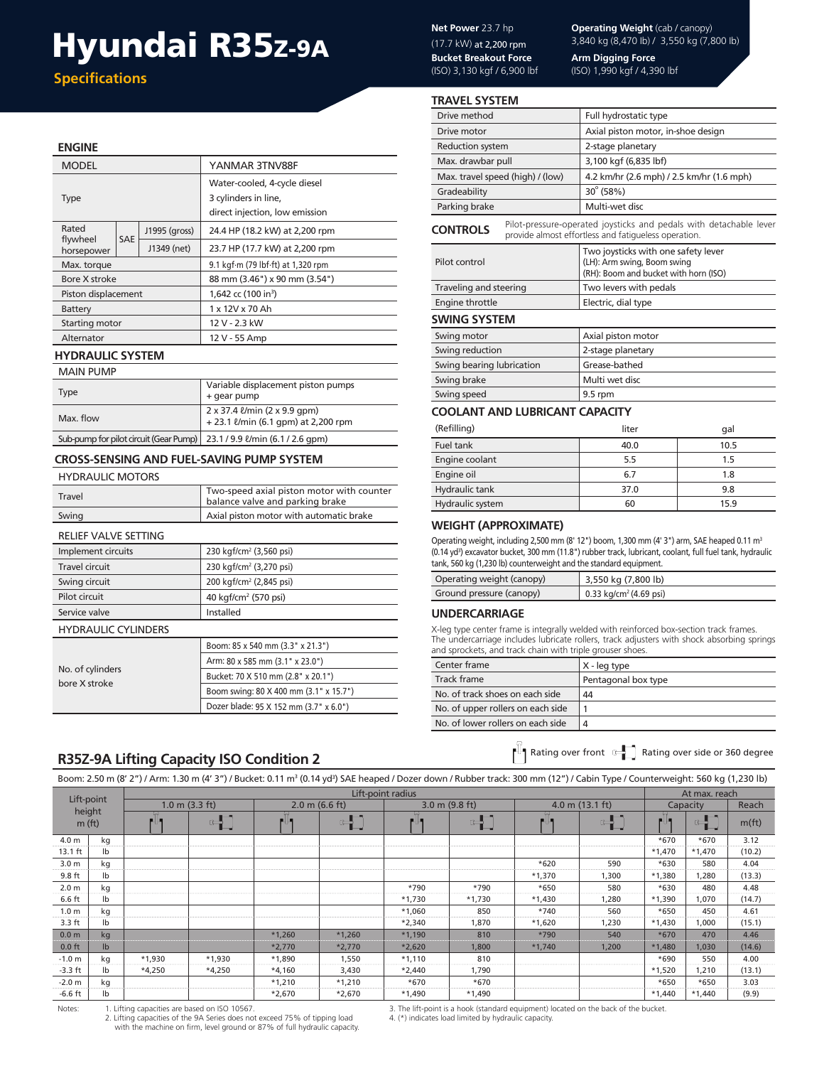# Hyundai R35Z-9A

## Specifications

**Net Power** 23.7 hp (17.7 kW) at 2,200 rpm
**Bucket Breakout Force** (ISO) 3,130 kgf / 6,900 lbf
**Operating Weight** (cab / canopy) 3,840 kg (8,470 lb) / 3,550 kg (7,800 lb)
**Arm Digging Force** (ISO) 1,990 kgf / 4,390 lbf

### ENGINE

| | | | |
|---|---|---|---|
| MODEL | | | YANMAR 3TNV88F |
| Type | | | Water-cooled, 4-cycle diesel 3 cylinders in line, direct injection, low emission |
| Rated flywheel horsepower | SAE | J1995 (gross) | 24.4 HP (18.2 kW) at 2,200 rpm |
| | | J1349 (net) | 23.7 HP (17.7 kW) at 2,200 rpm |
| Max. torque | | | 9.1 kgf·m (79 lbf·ft) at 1,320 rpm |
| Bore X stroke | | | 88 mm (3.46") x 90 mm (3.54") |
| Piston displacement | | | 1,642 cc (100 in³) |
| Battery | | | 1 x 12V x 70 Ah |
| Starting motor | | | 12 V - 2.3 kW |
| Alternator | | | 12 V - 55 Amp |

### HYDRAULIC SYSTEM

MAIN PUMP

| | |
|---|---|
| Type | Variable displacement piston pumps + gear pump |
| Max. flow | 2 x 37.4 ℓ/min (2 x 9.9 gpm) + 23.1 ℓ/min (6.1 gpm) at 2,200 rpm |
| Sub-pump for pilot circuit (Gear Pump) | 23.1 / 9.9 ℓ/min (6.1 / 2.6 gpm) |

### CROSS-SENSING AND FUEL-SAVING PUMP SYSTEM

HYDRAULIC MOTORS

| | |
|---|---|
| Travel | Two-speed axial piston motor with counter balance valve and parking brake |
| Swing | Axial piston motor with automatic brake |

RELIEF VALVE SETTING

| | |
|---|---|
| Implement circuits | 230 kgf/cm² (3,560 psi) |
| Travel circuit | 230 kgf/cm² (3,270 psi) |
| Swing circuit | 200 kgf/cm² (2,845 psi) |
| Pilot circuit | 40 kgf/cm² (570 psi) |
| Service valve | Installed |

HYDRAULIC CYLINDERS

| | |
|---|---|
| No. of cylinders bore X stroke | Boom: 85 x 540 mm (3.3" x 21.3") |
| | Arm: 80 x 585 mm (3.1" x 23.0") |
| | Bucket: 70 X 510 mm (2.8" x 20.1") |
| | Boom swing: 80 X 400 mm (3.1" x 15.7") |
| | Dozer blade: 95 X 152 mm (3.7" x 6.0") |

### TRAVEL SYSTEM

| | |
|---|---|
| Drive method | Full hydrostatic type |
| Drive motor | Axial piston motor, in-shoe design |
| Reduction system | 2-stage planetary |
| Max. drawbar pull | 3,100 kgf (6,835 lbf) |
| Max. travel speed (high) / (low) | 4.2 km/hr (2.6 mph) / 2.5 km/hr (1.6 mph) |
| Gradeability | 30° (58%) |
| Parking brake | Multi-wet disc |

### CONTROLS

Pilot-pressure-operated joysticks and pedals with detachable lever provide almost effortless and fatigueless operation.

| | |
|---|---|
| Pilot control | Two joysticks with one safety lever (LH): Arm swing, Boom swing (RH): Boom and bucket with horn (ISO) |
| Traveling and steering | Two levers with pedals |
| Engine throttle | Electric, dial type |

### SWING SYSTEM

| | |
|---|---|
| Swing motor | Axial piston motor |
| Swing reduction | 2-stage planetary |
| Swing bearing lubrication | Grease-bathed |
| Swing brake | Multi wet disc |
| Swing speed | 9.5 rpm |

### COOLANT AND LUBRICANT CAPACITY

| (Refilling) | liter | gal |
|---|---|---|
| Fuel tank | 40.0 | 10.5 |
| Engine coolant | 5.5 | 1.5 |
| Engine oil | 6.7 | 1.8 |
| Hydraulic tank | 37.0 | 9.8 |
| Hydraulic system | 60 | 15.9 |

### WEIGHT (APPROXIMATE)

Operating weight, including 2,500 mm (8' 12") boom, 1,300 mm (4' 3") arm, SAE heaped 0.11 m³ (0.14 yd³) excavator bucket, 300 mm (11.8") rubber track, lubricant, coolant, full fuel tank, hydraulic tank, 560 kg (1,230 lb) counterweight and the standard equipment.

| | |
|---|---|
| Operating weight (canopy) | 3,550 kg (7,800 lb) |
| Ground pressure (canopy) | 0.33 kg/cm² (4.69 psi) |

### UNDERCARRIAGE

X-leg type center frame is integrally welded with reinforced box-section track frames. The undercarriage includes lubricate rollers, track adjusters with shock absorbing springs and sprockets, and track chain with triple grouser shoes.

| | |
|---|---|
| Center frame | X - leg type |
| Track frame | Pentagonal box type |
| No. of track shoes on each side | 44 |
| No. of upper rollers on each side | 1 |
| No. of lower rollers on each side | 4 |

## R35Z-9A Lifting Capacity ISO Condition 2

Rating over front / Rating over side or 360 degree

Boom: 2.50 m (8' 2") / Arm: 1.30 m (4' 3") / Bucket: 0.11 m³ (0.14 yd³) SAE heaped / Dozer down / Rubber track: 300 mm (12") / Cabin Type / Counterweight: 560 kg (1,230 lb)

| Lift-point height m (ft) | | 1.0 m (3.3 ft) Front | 1.0 m (3.3 ft) Side | 2.0 m (6.6 ft) Front | 2.0 m (6.6 ft) Side | 3.0 m (9.8 ft) Front | 3.0 m (9.8 ft) Side | 4.0 m (13.1 ft) Front | 4.0 m (13.1 ft) Side | At max. reach Capacity Front | At max. reach Capacity Side | Reach m(ft) |
|---|---|---|---|---|---|---|---|---|---|---|---|---|
| 4.0 m | kg | | | | | | | | | *670 | *670 | 3.12 |
| 13.1 ft | lb | | | | | | | | | *1,470 | *1,470 | (10.2) |
| 3.0 m | kg | | | | | | | *620 | 590 | *630 | 580 | 4.04 |
| 9.8 ft | lb | | | | | | | *1,370 | 1,300 | *1,380 | 1,280 | (13.3) |
| 2.0 m | kg | | | | | *790 | *790 | *650 | 580 | *630 | 480 | 4.48 |
| 6.6 ft | lb | | | | | *1,730 | *1,730 | *1,430 | 1,280 | *1,390 | 1,070 | (14.7) |
| 1.0 m | kg | | | | | *1,060 | 850 | *740 | 560 | *650 | 450 | 4.61 |
| 3.3 ft | lb | | | | | *2,340 | 1,870 | *1,620 | 1,230 | *1,430 | 1,000 | (15.1) |
| 0.0 m | kg | | | *1,260 | *1,260 | *1,190 | 810 | *790 | 540 | *670 | 470 | 4.46 |
| 0.0 ft | lb | | | *2,770 | *2,770 | *2,620 | 1,800 | *1,740 | 1,200 | *1,480 | 1,030 | (14.6) |
| -1.0 m | kg | *1,930 | *1,930 | *1,890 | 1,550 | *1,110 | 810 | | | *690 | 550 | 4.00 |
| -3.3 ft | lb | *4,250 | *4,250 | *4,160 | 3,430 | *2,440 | 1,790 | | | *1,520 | 1,210 | (13.1) |
| -2.0 m | kg | | | *1,210 | *1,210 | *670 | *670 | | | *650 | *650 | 3.03 |
| -6.6 ft | lb | | | *2,670 | *2,670 | *1,490 | *1,490 | | | *1,440 | *1,440 | (9.9) |

Notes:
1. Lifting capacities are based on ISO 10567.
2. Lifting capacities of the 9A Series does not exceed 75% of tipping load with the machine on firm, level ground or 87% of full hydraulic capacity.
3. The lift-point is a hook (standard equipment) located on the back of the bucket.
4. (*) indicates load limited by hydraulic capacity.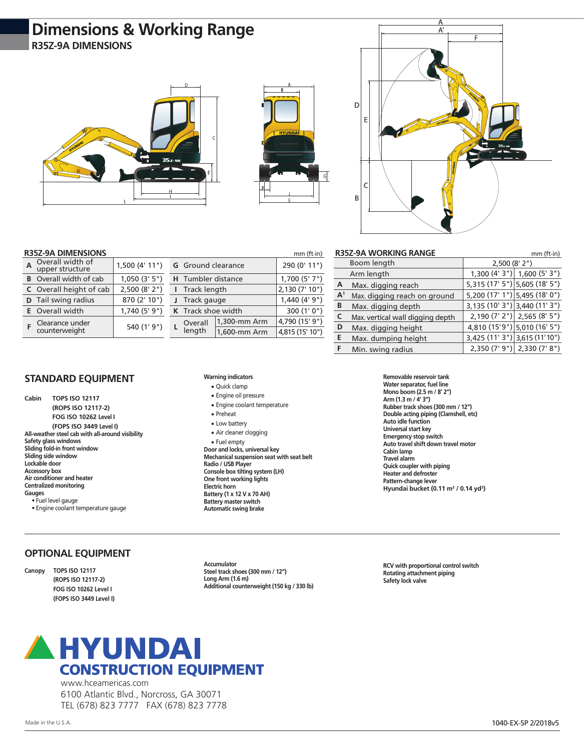# Dimensions & Working Range

## R35Z-9A DIMENSIONS

### R35Z-9A DIMENSIONS

mm (ft·in)

| | | | | | | |
|---|---|---|---|---|---|---|
| A | Overall width of upper structure | 1,500 (4' 11") | G | Ground clearance | | 290 (0' 11") |
| B | Overall width of cab | 1,050 (3' 5") | H | Tumbler distance | | 1,700 (5' 7") |
| C | Overall height of cab | 2,500 (8' 2") | I | Track length | | 2,130 (7' 10") |
| D | Tail swing radius | 870 (2' 10") | J | Track gauge | | 1,440 (4' 9") |
| E | Overall width | 1,740 (5' 9") | K | Track shoe width | | 300 (1' 0") |
| F | Clearance under counterweight | 540 (1' 9") | L | Overall length | 1,300-mm Arm | 4,790 (15' 9") |
| | | | | | 1,600-mm Arm | 4,815 (15' 10") |

### R35Z-9A WORKING RANGE

mm (ft·in)

| | | | |
|---|---|---|---|
| | Boom length | 2,500 (8' 2") | |
| | Arm length | 1,300 (4' 3") | 1,600 (5' 3") |
| A | Max. digging reach | 5,315 (17' 5") | 5,605 (18' 5") |
| A' | Max. digging reach on ground | 5,200 (17' 1") | 5,495 (18' 0") |
| B | Max. digging depth | 3,135 (10' 3") | 3,440 (11' 3") |
| C | Max. vertical wall digging depth | 2,190 (7' 2") | 2,565 (8' 5") |
| D | Max. digging height | 4,810 (15'9") | 5,010 (16' 5") |
| E | Max. dumping height | 3,425 (11' 3") | 3,615 (11'10") |
| F | Min. swing radius | 2,350 (7' 9") | 2,330 (7' 8") |

## STANDARD EQUIPMENT

**Cabin** TOPS ISO 12117 (ROPS ISO 12117-2) FOG ISO 10262 Level I (FOPS ISO 3449 Level I)

All-weather steel cab with all-around visibility
Safety glass windows
Sliding fold-in front window
Sliding side window
Lockable door
Accessory box
Air conditioner and heater
Centralized monitoring
Gauges
- Fuel level gauge
- Engine coolant temperature gauge

Warning indicators
- Quick clamp
- Engine oil pressure
- Engine coolant temperature
- Preheat
- Low battery
- Air cleaner clogging
- Fuel empty

Door and locks, universal key
Mechanical suspension seat with seat belt
Radio / USB Player
Console box tilting system (LH)
One front working lights
Electric horn
Battery (1 x 12 V x 70 AH)
Battery master switch
Automatic swing brake

Removable reservoir tank
Water separator, fuel line
Mono boom (2.5 m / 8' 2")
Arm (1.3 m / 4' 3")
Rubber track shoes (300 mm / 12")
Double acting piping (Clamshell, etc)
Auto idle function
Universal start key
Emergency stop switch
Auto travel shift down travel motor
Cabin lamp
Travel alarm
Quick coupler with piping
Heater and defroster
Pattern-change lever
Hyundai bucket (0.11 m³ / 0.14 yd³)

## OPTIONAL EQUIPMENT

**Canopy** TOPS ISO 12117 (ROPS ISO 12117-2) FOG ISO 10262 Level I (FOPS ISO 3449 Level I)

Accumulator
Steel track shoes (300 mm / 12")
Long Arm (1.6 m)
Additional counterweight (150 kg / 330 lb)

RCV with proportional control switch
Rotating attachment piping
Safety lock valve

**HYUNDAI CONSTRUCTION EQUIPMENT**

www.hceamericas.com
6100 Atlantic Blvd., Norcross, GA 30071
TEL (678) 823 7777 FAX (678) 823 7778

Made in the U.S.A.

1040-EX-SP 2/2018v5